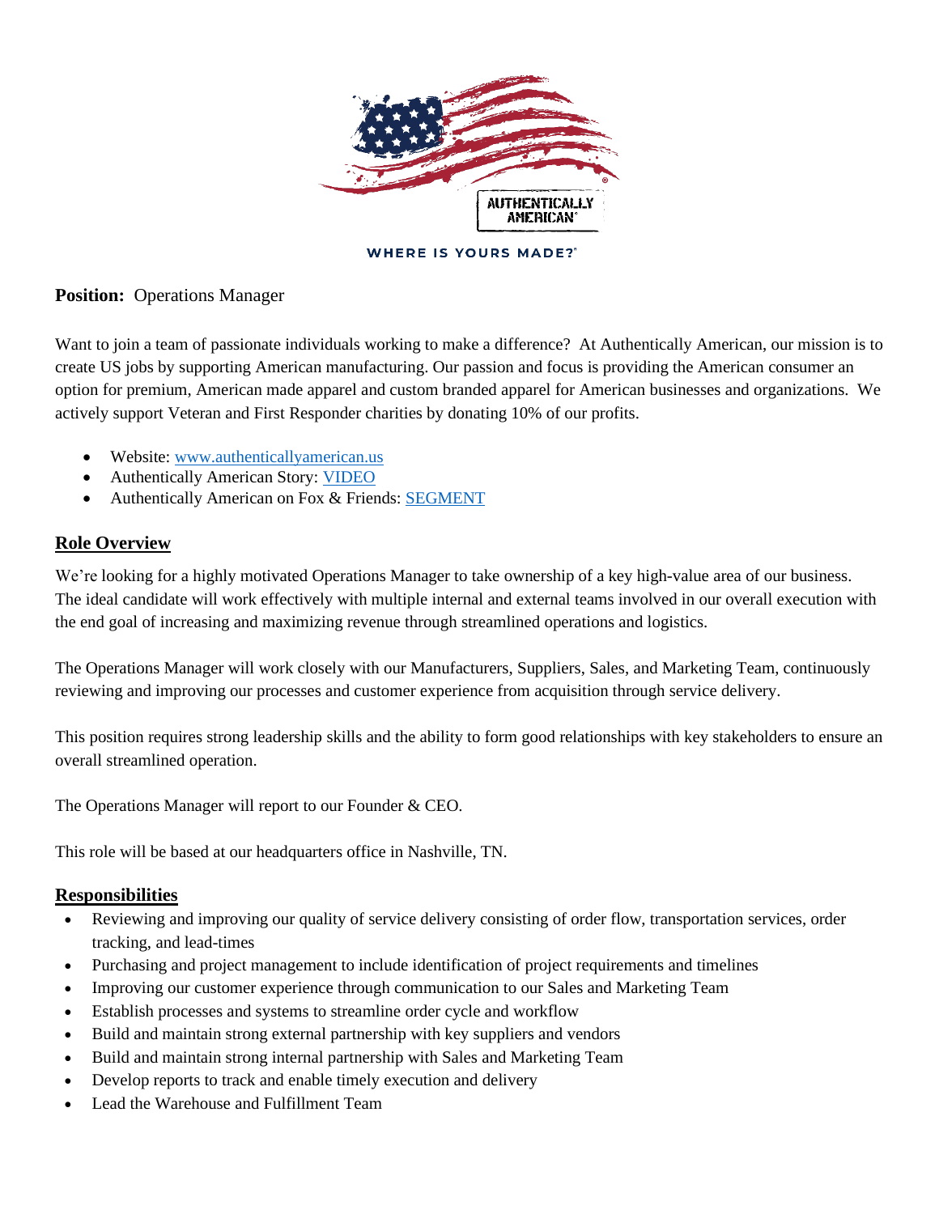AUTHENTICALLY AMERICAN

WHERE IS YOURS MADE?

**Position:** Operations Manager

Want to join a team of passionate individuals working to make a difference? At Authentically American, our mission is to create US jobs by supporting American manufacturing. Our passion and focus is providing the American consumer an option for premium, American made apparel and custom branded apparel for American businesses and organizations. We actively support Veteran and First Responder charities by donating 10% of our profits.

- Website: www.authenticallyamerican.us
- Authentically American Story: VIDEO
- Authentically American on Fox & Friends: SEGMENT

## Role Overview

We're looking for a highly motivated Operations Manager to take ownership of a key high-value area of our business. The ideal candidate will work effectively with multiple internal and external teams involved in our overall execution with the end goal of increasing and maximizing revenue through streamlined operations and logistics.

The Operations Manager will work closely with our Manufacturers, Suppliers, Sales, and Marketing Team, continuously reviewing and improving our processes and customer experience from acquisition through service delivery.

This position requires strong leadership skills and the ability to form good relationships with key stakeholders to ensure an overall streamlined operation.

The Operations Manager will report to our Founder & CEO.

This role will be based at our headquarters office in Nashville, TN.

## Responsibilities

- Reviewing and improving our quality of service delivery consisting of order flow, transportation services, order tracking, and lead-times
- Purchasing and project management to include identification of project requirements and timelines
- Improving our customer experience through communication to our Sales and Marketing Team
- Establish processes and systems to streamline order cycle and workflow
- Build and maintain strong external partnership with key suppliers and vendors
- Build and maintain strong internal partnership with Sales and Marketing Team
- Develop reports to track and enable timely execution and delivery
- Lead the Warehouse and Fulfillment Team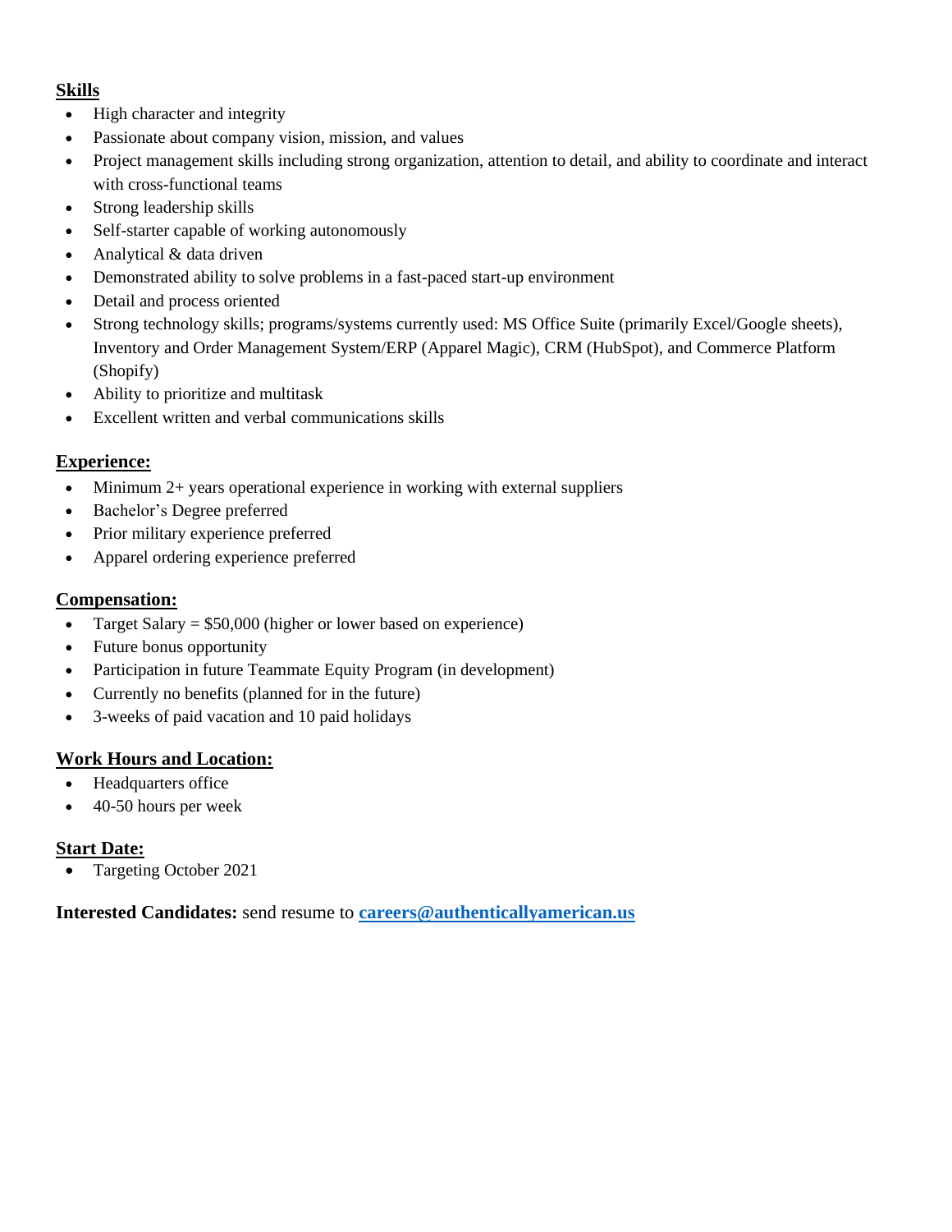**Skills**

- High character and integrity
- Passionate about company vision, mission, and values
- Project management skills including strong organization, attention to detail, and ability to coordinate and interact with cross-functional teams
- Strong leadership skills
- Self-starter capable of working autonomously
- Analytical & data driven
- Demonstrated ability to solve problems in a fast-paced start-up environment
- Detail and process oriented
- Strong technology skills; programs/systems currently used: MS Office Suite (primarily Excel/Google sheets), Inventory and Order Management System/ERP (Apparel Magic), CRM (HubSpot), and Commerce Platform (Shopify)
- Ability to prioritize and multitask
- Excellent written and verbal communications skills

**Experience:**

- Minimum 2+ years operational experience in working with external suppliers
- Bachelor's Degree preferred
- Prior military experience preferred
- Apparel ordering experience preferred

**Compensation:**

- Target Salary = $50,000 (higher or lower based on experience)
- Future bonus opportunity
- Participation in future Teammate Equity Program (in development)
- Currently no benefits (planned for in the future)
- 3-weeks of paid vacation and 10 paid holidays

**Work Hours and Location:**

- Headquarters office
- 40-50 hours per week

**Start Date:**

- Targeting October 2021

**Interested Candidates:** send resume to **careers@authenticallyamerican.us**